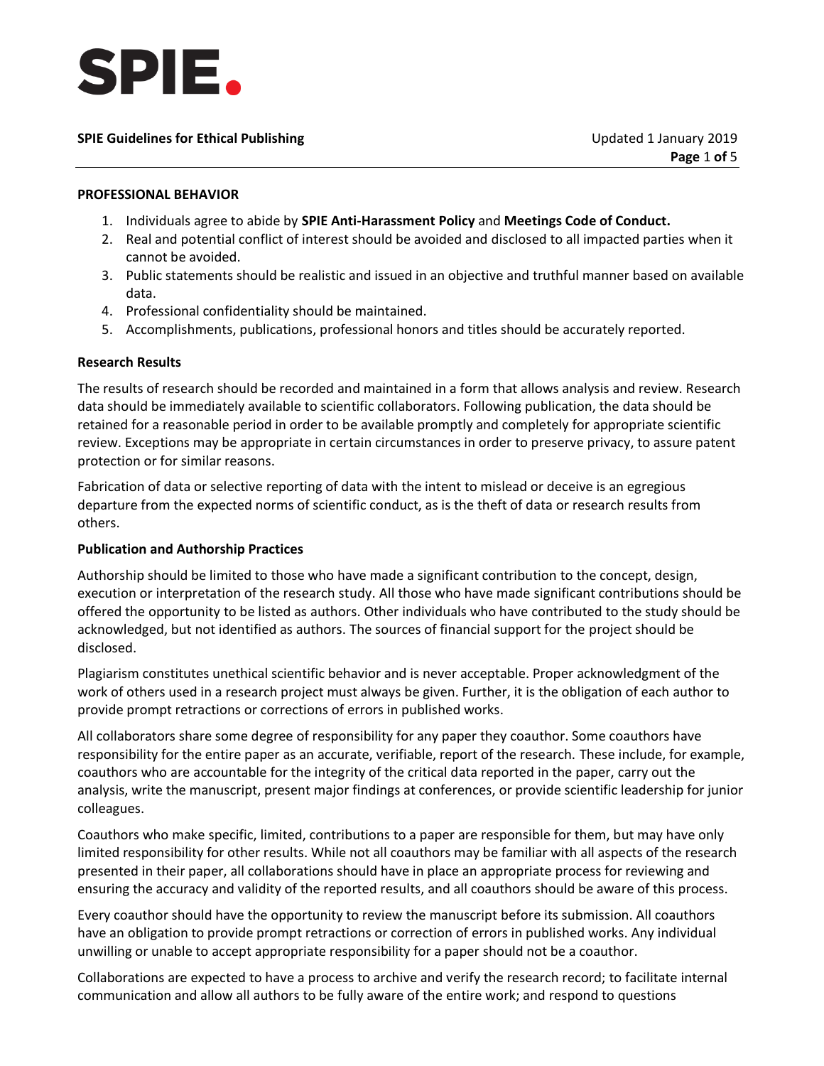**SPIE Guidelines for Ethical Publishing**

Updated 1 January 2019

## PROFESSIONAL BEHAVIOR

1. Individuals agree to abide by **SPIE Anti-Harassment Policy** and **Meetings Code of Conduct.**
2. Real and potential conflict of interest should be avoided and disclosed to all impacted parties when it cannot be avoided.
3. Public statements should be realistic and issued in an objective and truthful manner based on available data.
4. Professional confidentiality should be maintained.
5. Accomplishments, publications, professional honors and titles should be accurately reported.

### Research Results

The results of research should be recorded and maintained in a form that allows analysis and review. Research data should be immediately available to scientific collaborators. Following publication, the data should be retained for a reasonable period in order to be available promptly and completely for appropriate scientific review. Exceptions may be appropriate in certain circumstances in order to preserve privacy, to assure patent protection or for similar reasons.

Fabrication of data or selective reporting of data with the intent to mislead or deceive is an egregious departure from the expected norms of scientific conduct, as is the theft of data or research results from others.

### Publication and Authorship Practices

Authorship should be limited to those who have made a significant contribution to the concept, design, execution or interpretation of the research study. All those who have made significant contributions should be offered the opportunity to be listed as authors. Other individuals who have contributed to the study should be acknowledged, but not identified as authors. The sources of financial support for the project should be disclosed.

Plagiarism constitutes unethical scientific behavior and is never acceptable. Proper acknowledgment of the work of others used in a research project must always be given. Further, it is the obligation of each author to provide prompt retractions or corrections of errors in published works.

All collaborators share some degree of responsibility for any paper they coauthor. Some coauthors have responsibility for the entire paper as an accurate, verifiable, report of the research. These include, for example, coauthors who are accountable for the integrity of the critical data reported in the paper, carry out the analysis, write the manuscript, present major findings at conferences, or provide scientific leadership for junior colleagues.

Coauthors who make specific, limited, contributions to a paper are responsible for them, but may have only limited responsibility for other results. While not all coauthors may be familiar with all aspects of the research presented in their paper, all collaborations should have in place an appropriate process for reviewing and ensuring the accuracy and validity of the reported results, and all coauthors should be aware of this process.

Every coauthor should have the opportunity to review the manuscript before its submission. All coauthors have an obligation to provide prompt retractions or correction of errors in published works. Any individual unwilling or unable to accept appropriate responsibility for a paper should not be a coauthor.

Collaborations are expected to have a process to archive and verify the research record; to facilitate internal communication and allow all authors to be fully aware of the entire work; and respond to questions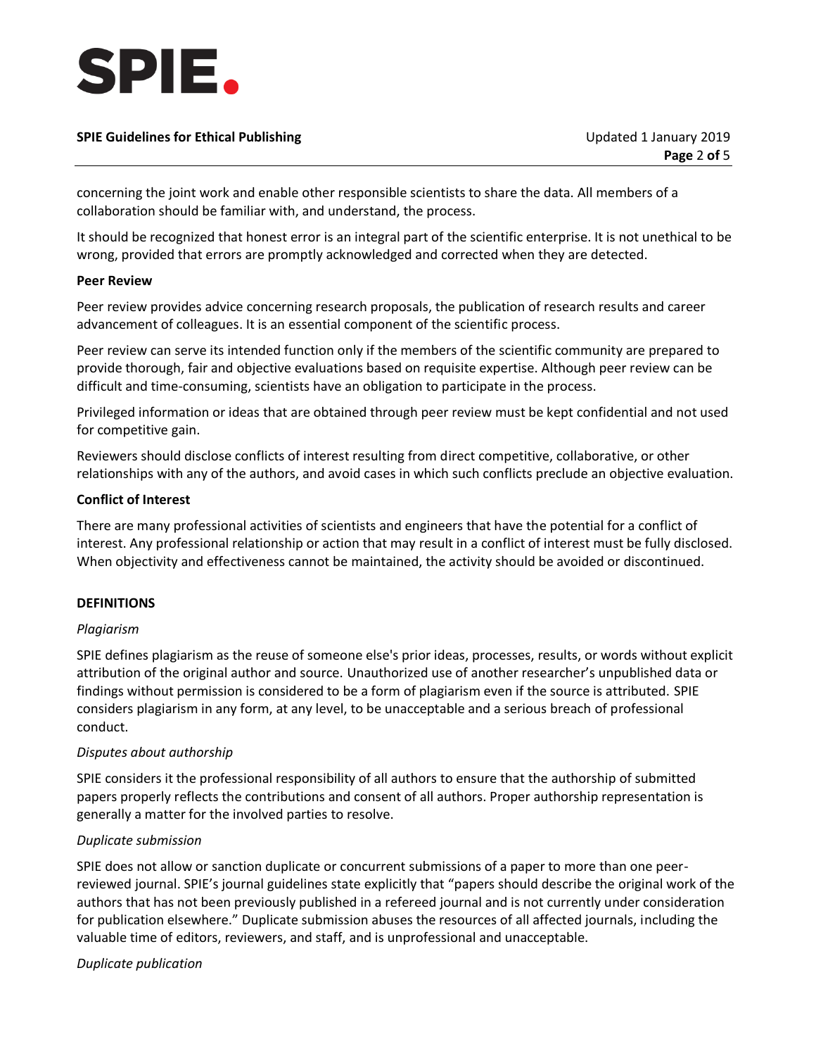concerning the joint work and enable other responsible scientists to share the data. All members of a collaboration should be familiar with, and understand, the process.

It should be recognized that honest error is an integral part of the scientific enterprise. It is not unethical to be wrong, provided that errors are promptly acknowledged and corrected when they are detected.

**Peer Review**

Peer review provides advice concerning research proposals, the publication of research results and career advancement of colleagues. It is an essential component of the scientific process.

Peer review can serve its intended function only if the members of the scientific community are prepared to provide thorough, fair and objective evaluations based on requisite expertise. Although peer review can be difficult and time-consuming, scientists have an obligation to participate in the process.

Privileged information or ideas that are obtained through peer review must be kept confidential and not used for competitive gain.

Reviewers should disclose conflicts of interest resulting from direct competitive, collaborative, or other relationships with any of the authors, and avoid cases in which such conflicts preclude an objective evaluation.

**Conflict of Interest**

There are many professional activities of scientists and engineers that have the potential for a conflict of interest. Any professional relationship or action that may result in a conflict of interest must be fully disclosed. When objectivity and effectiveness cannot be maintained, the activity should be avoided or discontinued.

**DEFINITIONS**

*Plagiarism*

SPIE defines plagiarism as the reuse of someone else's prior ideas, processes, results, or words without explicit attribution of the original author and source. Unauthorized use of another researcher's unpublished data or findings without permission is considered to be a form of plagiarism even if the source is attributed. SPIE considers plagiarism in any form, at any level, to be unacceptable and a serious breach of professional conduct.

*Disputes about authorship*

SPIE considers it the professional responsibility of all authors to ensure that the authorship of submitted papers properly reflects the contributions and consent of all authors. Proper authorship representation is generally a matter for the involved parties to resolve.

*Duplicate submission*

SPIE does not allow or sanction duplicate or concurrent submissions of a paper to more than one peer-reviewed journal. SPIE's journal guidelines state explicitly that "papers should describe the original work of the authors that has not been previously published in a refereed journal and is not currently under consideration for publication elsewhere." Duplicate submission abuses the resources of all affected journals, including the valuable time of editors, reviewers, and staff, and is unprofessional and unacceptable.

*Duplicate publication*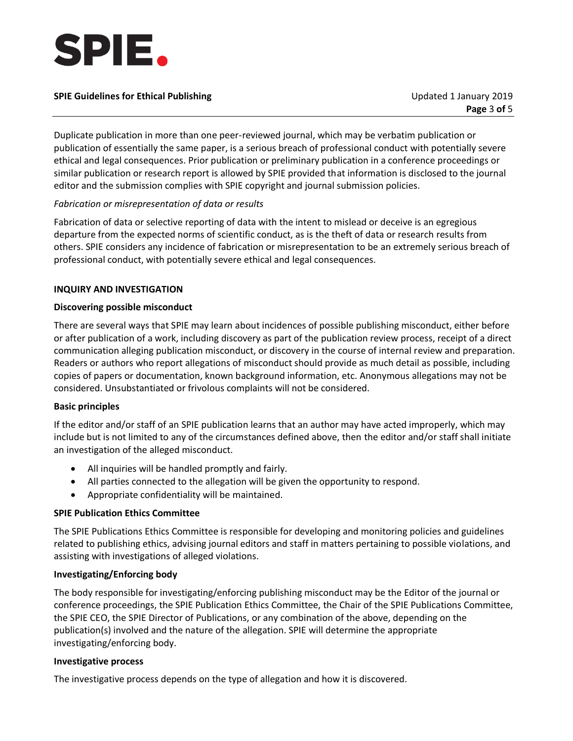Duplicate publication in more than one peer-reviewed journal, which may be verbatim publication or publication of essentially the same paper, is a serious breach of professional conduct with potentially severe ethical and legal consequences. Prior publication or preliminary publication in a conference proceedings or similar publication or research report is allowed by SPIE provided that information is disclosed to the journal editor and the submission complies with SPIE copyright and journal submission policies.

*Fabrication or misrepresentation of data or results*

Fabrication of data or selective reporting of data with the intent to mislead or deceive is an egregious departure from the expected norms of scientific conduct, as is the theft of data or research results from others. SPIE considers any incidence of fabrication or misrepresentation to be an extremely serious breach of professional conduct, with potentially severe ethical and legal consequences.

## INQUIRY AND INVESTIGATION

### Discovering possible misconduct

There are several ways that SPIE may learn about incidences of possible publishing misconduct, either before or after publication of a work, including discovery as part of the publication review process, receipt of a direct communication alleging publication misconduct, or discovery in the course of internal review and preparation. Readers or authors who report allegations of misconduct should provide as much detail as possible, including copies of papers or documentation, known background information, etc. Anonymous allegations may not be considered. Unsubstantiated or frivolous complaints will not be considered.

### Basic principles

If the editor and/or staff of an SPIE publication learns that an author may have acted improperly, which may include but is not limited to any of the circumstances defined above, then the editor and/or staff shall initiate an investigation of the alleged misconduct.

- All inquiries will be handled promptly and fairly.
- All parties connected to the allegation will be given the opportunity to respond.
- Appropriate confidentiality will be maintained.

### SPIE Publication Ethics Committee

The SPIE Publications Ethics Committee is responsible for developing and monitoring policies and guidelines related to publishing ethics, advising journal editors and staff in matters pertaining to possible violations, and assisting with investigations of alleged violations.

### Investigating/Enforcing body

The body responsible for investigating/enforcing publishing misconduct may be the Editor of the journal or conference proceedings, the SPIE Publication Ethics Committee, the Chair of the SPIE Publications Committee, the SPIE CEO, the SPIE Director of Publications, or any combination of the above, depending on the publication(s) involved and the nature of the allegation. SPIE will determine the appropriate investigating/enforcing body.

### Investigative process

The investigative process depends on the type of allegation and how it is discovered.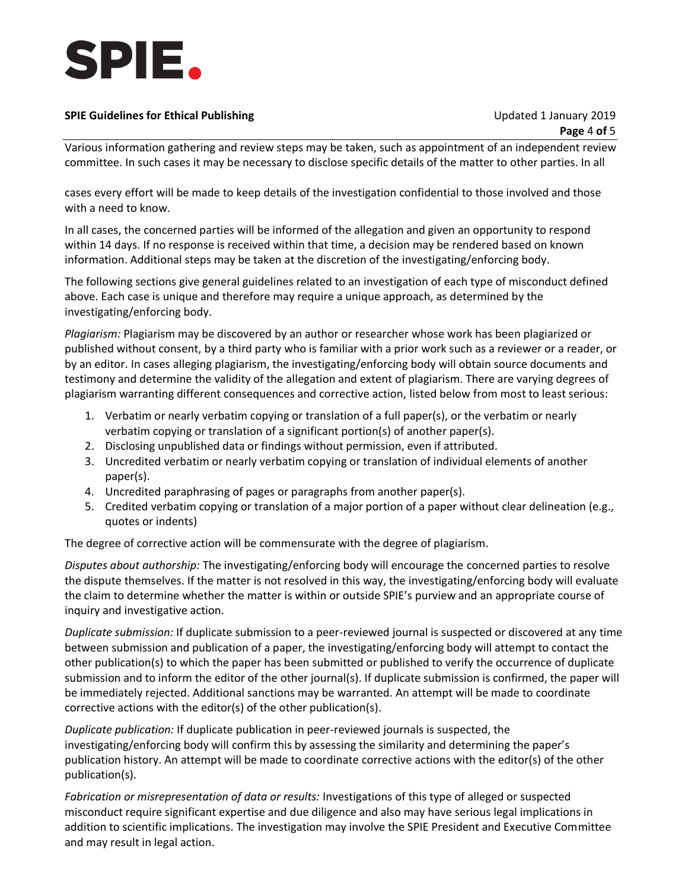Various information gathering and review steps may be taken, such as appointment of an independent review committee. In such cases it may be necessary to disclose specific details of the matter to other parties. In all cases every effort will be made to keep details of the investigation confidential to those involved and those with a need to know.

In all cases, the concerned parties will be informed of the allegation and given an opportunity to respond within 14 days. If no response is received within that time, a decision may be rendered based on known information. Additional steps may be taken at the discretion of the investigating/enforcing body.

The following sections give general guidelines related to an investigation of each type of misconduct defined above. Each case is unique and therefore may require a unique approach, as determined by the investigating/enforcing body.

*Plagiarism:* Plagiarism may be discovered by an author or researcher whose work has been plagiarized or published without consent, by a third party who is familiar with a prior work such as a reviewer or a reader, or by an editor. In cases alleging plagiarism, the investigating/enforcing body will obtain source documents and testimony and determine the validity of the allegation and extent of plagiarism. There are varying degrees of plagiarism warranting different consequences and corrective action, listed below from most to least serious:

1. Verbatim or nearly verbatim copying or translation of a full paper(s), or the verbatim or nearly verbatim copying or translation of a significant portion(s) of another paper(s).
2. Disclosing unpublished data or findings without permission, even if attributed.
3. Uncredited verbatim or nearly verbatim copying or translation of individual elements of another paper(s).
4. Uncredited paraphrasing of pages or paragraphs from another paper(s).
5. Credited verbatim copying or translation of a major portion of a paper without clear delineation (e.g., quotes or indents)

The degree of corrective action will be commensurate with the degree of plagiarism.

*Disputes about authorship:* The investigating/enforcing body will encourage the concerned parties to resolve the dispute themselves. If the matter is not resolved in this way, the investigating/enforcing body will evaluate the claim to determine whether the matter is within or outside SPIE's purview and an appropriate course of inquiry and investigative action.

*Duplicate submission:* If duplicate submission to a peer-reviewed journal is suspected or discovered at any time between submission and publication of a paper, the investigating/enforcing body will attempt to contact the other publication(s) to which the paper has been submitted or published to verify the occurrence of duplicate submission and to inform the editor of the other journal(s). If duplicate submission is confirmed, the paper will be immediately rejected. Additional sanctions may be warranted. An attempt will be made to coordinate corrective actions with the editor(s) of the other publication(s).

*Duplicate publication:* If duplicate publication in peer-reviewed journals is suspected, the investigating/enforcing body will confirm this by assessing the similarity and determining the paper's publication history. An attempt will be made to coordinate corrective actions with the editor(s) of the other publication(s).

*Fabrication or misrepresentation of data or results:* Investigations of this type of alleged or suspected misconduct require significant expertise and due diligence and also may have serious legal implications in addition to scientific implications. The investigation may involve the SPIE President and Executive Committee and may result in legal action.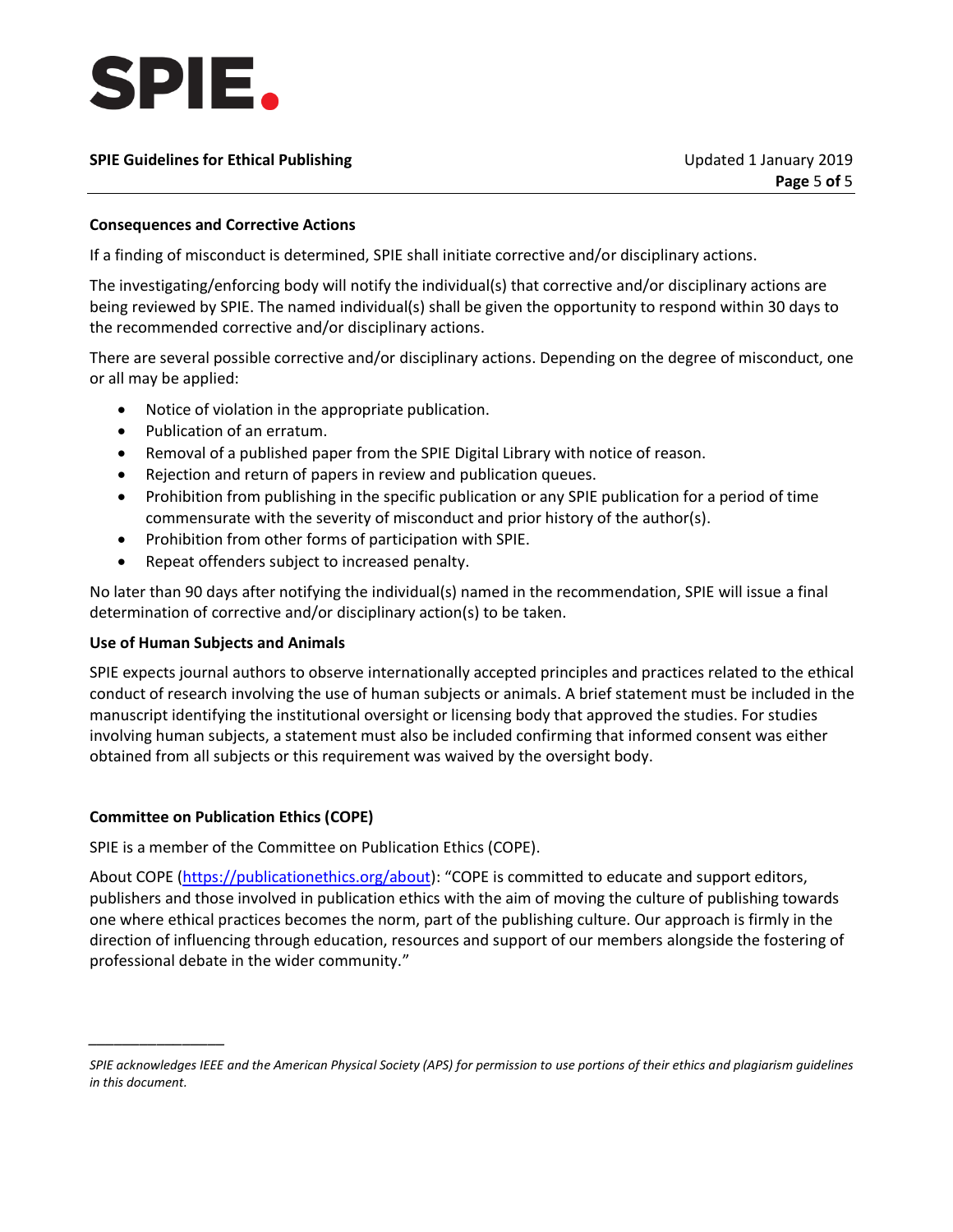### Consequences and Corrective Actions

If a finding of misconduct is determined, SPIE shall initiate corrective and/or disciplinary actions.

The investigating/enforcing body will notify the individual(s) that corrective and/or disciplinary actions are being reviewed by SPIE. The named individual(s) shall be given the opportunity to respond within 30 days to the recommended corrective and/or disciplinary actions.

There are several possible corrective and/or disciplinary actions. Depending on the degree of misconduct, one or all may be applied:

- Notice of violation in the appropriate publication.
- Publication of an erratum.
- Removal of a published paper from the SPIE Digital Library with notice of reason.
- Rejection and return of papers in review and publication queues.
- Prohibition from publishing in the specific publication or any SPIE publication for a period of time commensurate with the severity of misconduct and prior history of the author(s).
- Prohibition from other forms of participation with SPIE.
- Repeat offenders subject to increased penalty.

No later than 90 days after notifying the individual(s) named in the recommendation, SPIE will issue a final determination of corrective and/or disciplinary action(s) to be taken.

### Use of Human Subjects and Animals

SPIE expects journal authors to observe internationally accepted principles and practices related to the ethical conduct of research involving the use of human subjects or animals. A brief statement must be included in the manuscript identifying the institutional oversight or licensing body that approved the studies. For studies involving human subjects, a statement must also be included confirming that informed consent was either obtained from all subjects or this requirement was waived by the oversight body.

### Committee on Publication Ethics (COPE)

SPIE is a member of the Committee on Publication Ethics (COPE).

About COPE (https://publicationethics.org/about): "COPE is committed to educate and support editors, publishers and those involved in publication ethics with the aim of moving the culture of publishing towards one where ethical practices becomes the norm, part of the publishing culture. Our approach is firmly in the direction of influencing through education, resources and support of our members alongside the fostering of professional debate in the wider community."

---

*SPIE acknowledges IEEE and the American Physical Society (APS) for permission to use portions of their ethics and plagiarism guidelines in this document.*